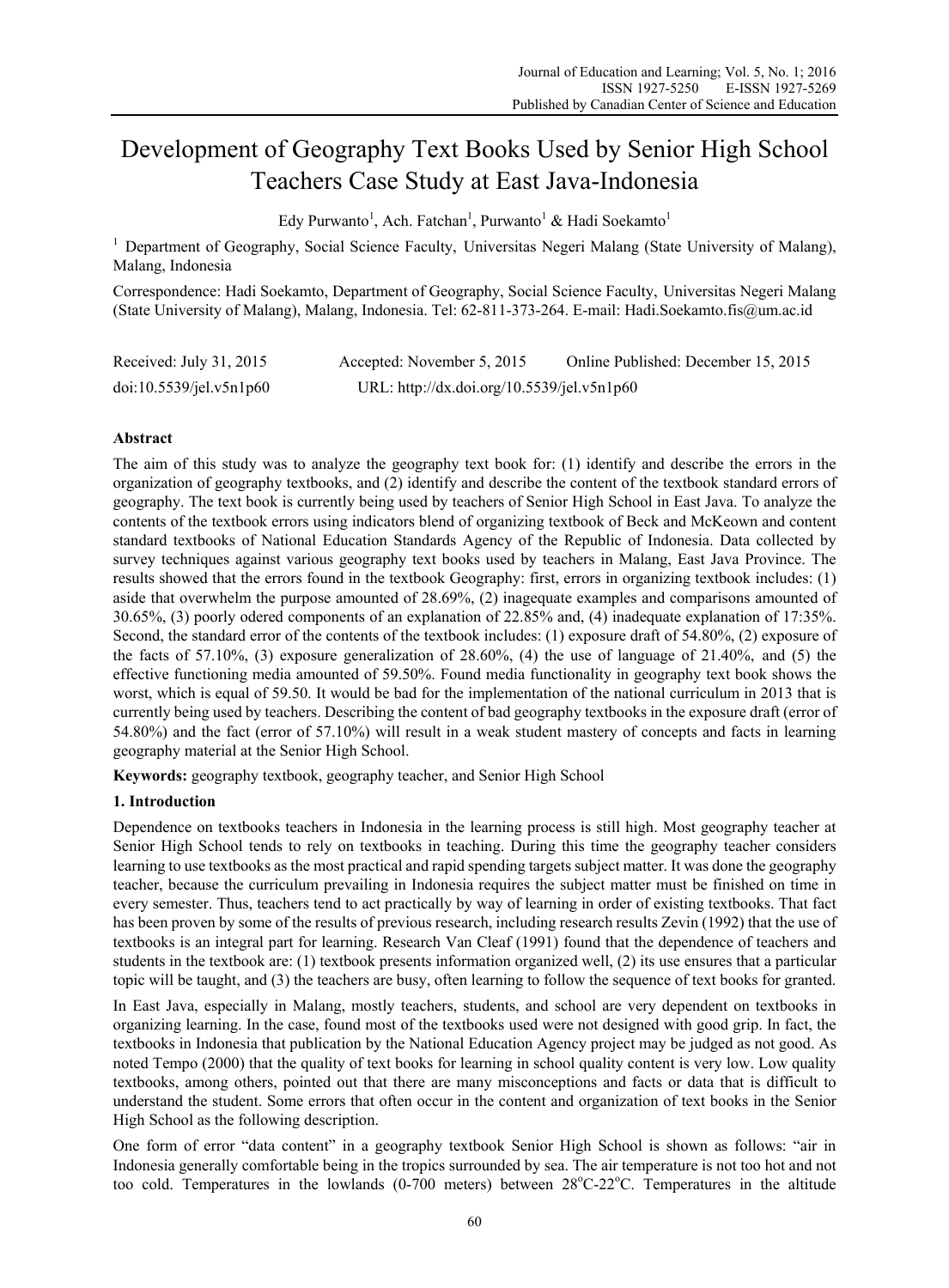# Development of Geography Text Books Used by Senior High School Teachers Case Study at East Java-Indonesia

Edy Purwanto[1], Ach. Fatchan[1], Purwanto[1] & Hadi Soekamto[1]

[1] Department of Geography, Social Science Faculty, Universitas Negeri Malang (State University of Malang), Malang, Indonesia

Correspondence: Hadi Soekamto, Department of Geography, Social Science Faculty, Universitas Negeri Malang (State University of Malang), Malang, Indonesia. Tel: 62-811-373-264. E-mail: Hadi.Soekamto.fis@um.ac.id

Received: July 31, 2015 Accepted: November 5, 2015 Online Published: December 15, 2015

doi:10.5539/jel.v5n1p60 URL: http://dx.doi.org/10.5539/jel.v5n1p60

## Abstract

The aim of this study was to analyze the geography text book for: (1) identify and describe the errors in the organization of geography textbooks, and (2) identify and describe the content of the textbook standard errors of geography. The text book is currently being used by teachers of Senior High School in East Java. To analyze the contents of the textbook errors using indicators blend of organizing textbook of Beck and McKeown and content standard textbooks of National Education Standards Agency of the Republic of Indonesia. Data collected by survey techniques against various geography text books used by teachers in Malang, East Java Province. The results showed that the errors found in the textbook Geography: first, errors in organizing textbook includes: (1) aside that overwhelm the purpose amounted of 28.69%, (2) inagequate examples and comparisons amounted of 30.65%, (3) poorly odered components of an explanation of 22.85% and, (4) inadequate explanation of 17:35%. Second, the standard error of the contents of the textbook includes: (1) exposure draft of 54.80%, (2) exposure of the facts of 57.10%, (3) exposure generalization of 28.60%, (4) the use of language of 21.40%, and (5) the effective functioning media amounted of 59.50%. Found media functionality in geography text book shows the worst, which is equal of 59.50. It would be bad for the implementation of the national curriculum in 2013 that is currently being used by teachers. Describing the content of bad geography textbooks in the exposure draft (error of 54.80%) and the fact (error of 57.10%) will result in a weak student mastery of concepts and facts in learning geography material at the Senior High School.

**Keywords:** geography textbook, geography teacher, and Senior High School

## 1. Introduction

Dependence on textbooks teachers in Indonesia in the learning process is still high. Most geography teacher at Senior High School tends to rely on textbooks in teaching. During this time the geography teacher considers learning to use textbooks as the most practical and rapid spending targets subject matter. It was done the geography teacher, because the curriculum prevailing in Indonesia requires the subject matter must be finished on time in every semester. Thus, teachers tend to act practically by way of learning in order of existing textbooks. That fact has been proven by some of the results of previous research, including research results Zevin (1992) that the use of textbooks is an integral part for learning. Research Van Cleaf (1991) found that the dependence of teachers and students in the textbook are: (1) textbook presents information organized well, (2) its use ensures that a particular topic will be taught, and (3) the teachers are busy, often learning to follow the sequence of text books for granted.

In East Java, especially in Malang, mostly teachers, students, and school are very dependent on textbooks in organizing learning. In the case, found most of the textbooks used were not designed with good grip. In fact, the textbooks in Indonesia that publication by the National Education Agency project may be judged as not good. As noted Tempo (2000) that the quality of text books for learning in school quality content is very low. Low quality textbooks, among others, pointed out that there are many misconceptions and facts or data that is difficult to understand the student. Some errors that often occur in the content and organization of text books in the Senior High School as the following description.

One form of error "data content" in a geography textbook Senior High School is shown as follows: "air in Indonesia generally comfortable being in the tropics surrounded by sea. The air temperature is not too hot and not too cold. Temperatures in the lowlands (0-700 meters) between 28°C-22°C. Temperatures in the altitude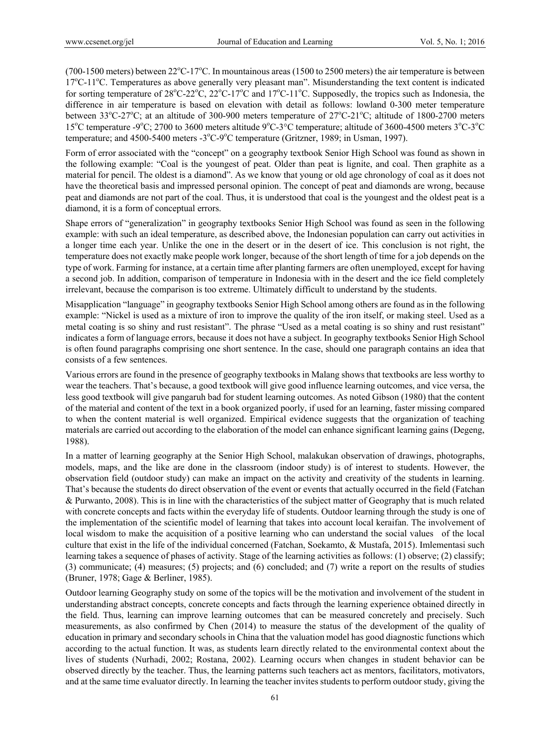(700-1500 meters) between 22°C-17°C. In mountainous areas (1500 to 2500 meters) the air temperature is between 17°C-11°C. Temperatures as above generally very pleasant man". Misunderstanding the text content is indicated for sorting temperature of 28°C-22°C, 22°C-17°C and 17°C-11°C. Supposedly, the tropics such as Indonesia, the difference in air temperature is based on elevation with detail as follows: lowland 0-300 meter temperature between 33°C-27°C; at an altitude of 300-900 meters temperature of 27°C-21°C; altitude of 1800-2700 meters 15°C temperature -9°C; 2700 to 3600 meters altitude 9°C-3°C temperature; altitude of 3600-4500 meters 3°C-3°C temperature; and 4500-5400 meters -3°C-9°C temperature (Gritzner, 1989; in Usman, 1997).

Form of error associated with the "concept" on a geography textbook Senior High School was found as shown in the following example: "Coal is the youngest of peat. Older than peat is lignite, and coal. Then graphite as a material for pencil. The oldest is a diamond". As we know that young or old age chronology of coal as it does not have the theoretical basis and impressed personal opinion. The concept of peat and diamonds are wrong, because peat and diamonds are not part of the coal. Thus, it is understood that coal is the youngest and the oldest peat is a diamond, it is a form of conceptual errors.

Shape errors of "generalization" in geography textbooks Senior High School was found as seen in the following example: with such an ideal temperature, as described above, the Indonesian population can carry out activities in a longer time each year. Unlike the one in the desert or in the desert of ice. This conclusion is not right, the temperature does not exactly make people work longer, because of the short length of time for a job depends on the type of work. Farming for instance, at a certain time after planting farmers are often unemployed, except for having a second job. In addition, comparison of temperature in Indonesia with in the desert and the ice field completely irrelevant, because the comparison is too extreme. Ultimately difficult to understand by the students.

Misapplication "language" in geography textbooks Senior High School among others are found as in the following example: "Nickel is used as a mixture of iron to improve the quality of the iron itself, or making steel. Used as a metal coating is so shiny and rust resistant". The phrase "Used as a metal coating is so shiny and rust resistant" indicates a form of language errors, because it does not have a subject. In geography textbooks Senior High School is often found paragraphs comprising one short sentence. In the case, should one paragraph contains an idea that consists of a few sentences.

Various errors are found in the presence of geography textbooks in Malang shows that textbooks are less worthy to wear the teachers. That's because, a good textbook will give good influence learning outcomes, and vice versa, the less good textbook will give pangaruh bad for student learning outcomes. As noted Gibson (1980) that the content of the material and content of the text in a book organized poorly, if used for an learning, faster missing compared to when the content material is well organized. Empirical evidence suggests that the organization of teaching materials are carried out according to the elaboration of the model can enhance significant learning gains (Degeng, 1988).

In a matter of learning geography at the Senior High School, malakukan observation of drawings, photographs, models, maps, and the like are done in the classroom (indoor study) is of interest to students. However, the observation field (outdoor study) can make an impact on the activity and creativity of the students in learning. That's because the students do direct observation of the event or events that actually occurred in the field (Fatchan & Purwanto, 2008). This is in line with the characteristics of the subject matter of Geography that is much related with concrete concepts and facts within the everyday life of students. Outdoor learning through the study is one of the implementation of the scientific model of learning that takes into account local keraifan. The involvement of local wisdom to make the acquisition of a positive learning who can understand the social values of the local culture that exist in the life of the individual concerned (Fatchan, Soekamto, & Mustafa, 2015). Imlementasi such learning takes a sequence of phases of activity. Stage of the learning activities as follows: (1) observe; (2) classify; (3) communicate; (4) measures; (5) projects; and (6) concluded; and (7) write a report on the results of studies (Bruner, 1978; Gage & Berliner, 1985).

Outdoor learning Geography study on some of the topics will be the motivation and involvement of the student in understanding abstract concepts, concrete concepts and facts through the learning experience obtained directly in the field. Thus, learning can improve learning outcomes that can be measured concretely and precisely. Such measurements, as also confirmed by Chen (2014) to measure the status of the development of the quality of education in primary and secondary schools in China that the valuation model has good diagnostic functions which according to the actual function. It was, as students learn directly related to the environmental context about the lives of students (Nurhadi, 2002; Rostana, 2002). Learning occurs when changes in student behavior can be observed directly by the teacher. Thus, the learning patterns such teachers act as mentors, facilitators, motivators, and at the same time evaluator directly. In learning the teacher invites students to perform outdoor study, giving the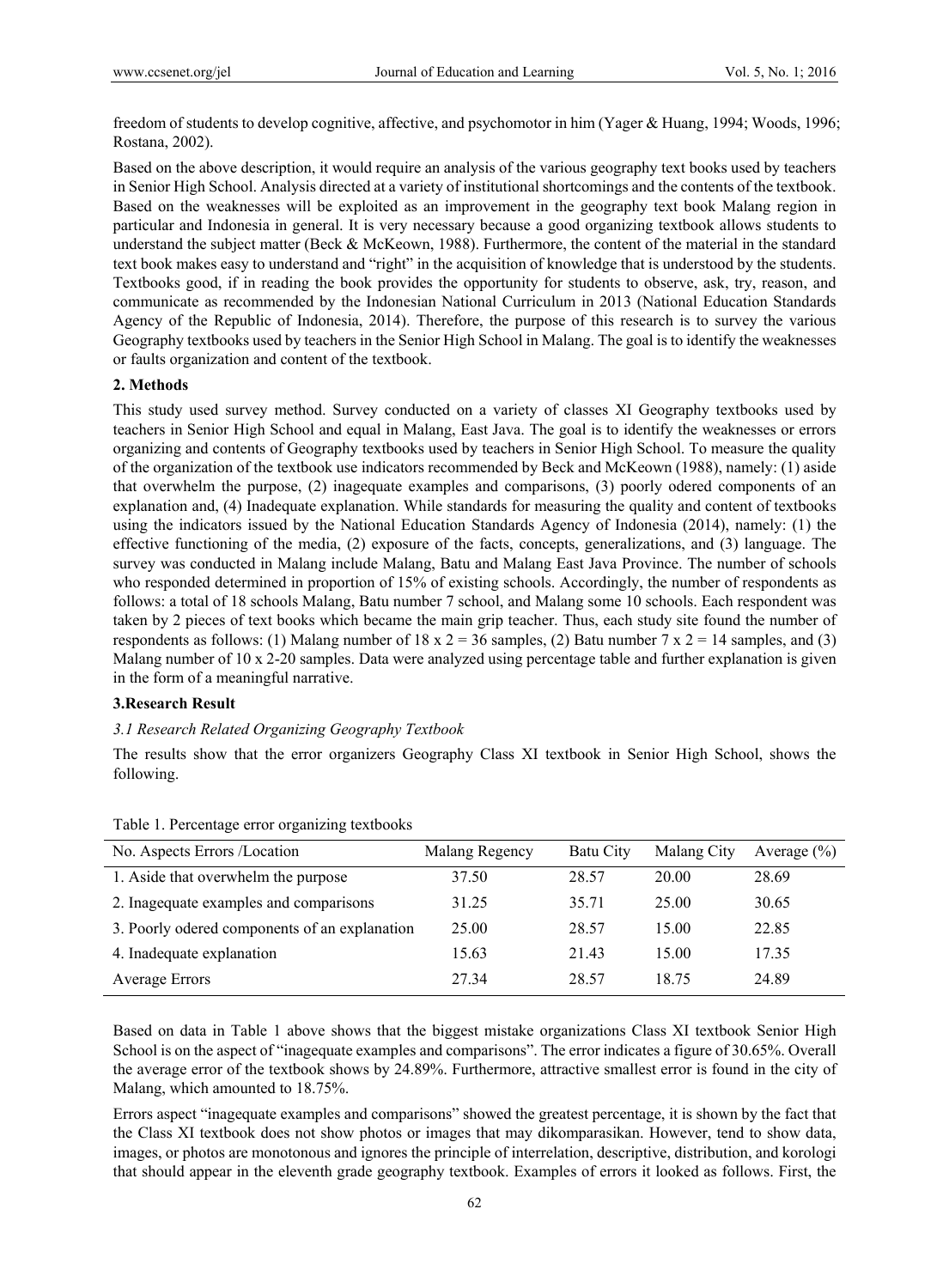freedom of students to develop cognitive, affective, and psychomotor in him (Yager & Huang, 1994; Woods, 1996; Rostana, 2002).

Based on the above description, it would require an analysis of the various geography text books used by teachers in Senior High School. Analysis directed at a variety of institutional shortcomings and the contents of the textbook. Based on the weaknesses will be exploited as an improvement in the geography text book Malang region in particular and Indonesia in general. It is very necessary because a good organizing textbook allows students to understand the subject matter (Beck & McKeown, 1988). Furthermore, the content of the material in the standard text book makes easy to understand and "right" in the acquisition of knowledge that is understood by the students. Textbooks good, if in reading the book provides the opportunity for students to observe, ask, try, reason, and communicate as recommended by the Indonesian National Curriculum in 2013 (National Education Standards Agency of the Republic of Indonesia, 2014). Therefore, the purpose of this research is to survey the various Geography textbooks used by teachers in the Senior High School in Malang. The goal is to identify the weaknesses or faults organization and content of the textbook.

## 2. Methods

This study used survey method. Survey conducted on a variety of classes XI Geography textbooks used by teachers in Senior High School and equal in Malang, East Java. The goal is to identify the weaknesses or errors organizing and contents of Geography textbooks used by teachers in Senior High School. To measure the quality of the organization of the textbook use indicators recommended by Beck and McKeown (1988), namely: (1) aside that overwhelm the purpose, (2) inagequate examples and comparisons, (3) poorly odered components of an explanation and, (4) Inadequate explanation. While standards for measuring the quality and content of textbooks using the indicators issued by the National Education Standards Agency of Indonesia (2014), namely: (1) the effective functioning of the media, (2) exposure of the facts, concepts, generalizations, and (3) language. The survey was conducted in Malang include Malang, Batu and Malang East Java Province. The number of schools who responded determined in proportion of 15% of existing schools. Accordingly, the number of respondents as follows: a total of 18 schools Malang, Batu number 7 school, and Malang some 10 schools. Each respondent was taken by 2 pieces of text books which became the main grip teacher. Thus, each study site found the number of respondents as follows: (1) Malang number of 18 x 2 = 36 samples, (2) Batu number 7 x 2 = 14 samples, and (3) Malang number of 10 x 2-20 samples. Data were analyzed using percentage table and further explanation is given in the form of a meaningful narrative.

## 3.Research Result

### *3.1 Research Related Organizing Geography Textbook*

The results show that the error organizers Geography Class XI textbook in Senior High School, shows the following.

Table 1. Percentage error organizing textbooks

| No. Aspects Errors /Location | Malang Regency | Batu City | Malang City | Average (%) |
|---|---|---|---|---|
| 1. Aside that overwhelm the purpose | 37.50 | 28.57 | 20.00 | 28.69 |
| 2. Inagequate examples and comparisons | 31.25 | 35.71 | 25.00 | 30.65 |
| 3. Poorly odered components of an explanation | 25.00 | 28.57 | 15.00 | 22.85 |
| 4. Inadequate explanation | 15.63 | 21.43 | 15.00 | 17.35 |
| Average Errors | 27.34 | 28.57 | 18.75 | 24.89 |

Based on data in Table 1 above shows that the biggest mistake organizations Class XI textbook Senior High School is on the aspect of "inagequate examples and comparisons". The error indicates a figure of 30.65%. Overall the average error of the textbook shows by 24.89%. Furthermore, attractive smallest error is found in the city of Malang, which amounted to 18.75%.

Errors aspect "inagequate examples and comparisons" showed the greatest percentage, it is shown by the fact that the Class XI textbook does not show photos or images that may dikomparasikan. However, tend to show data, images, or photos are monotonous and ignores the principle of interrelation, descriptive, distribution, and korologi that should appear in the eleventh grade geography textbook. Examples of errors it looked as follows. First, the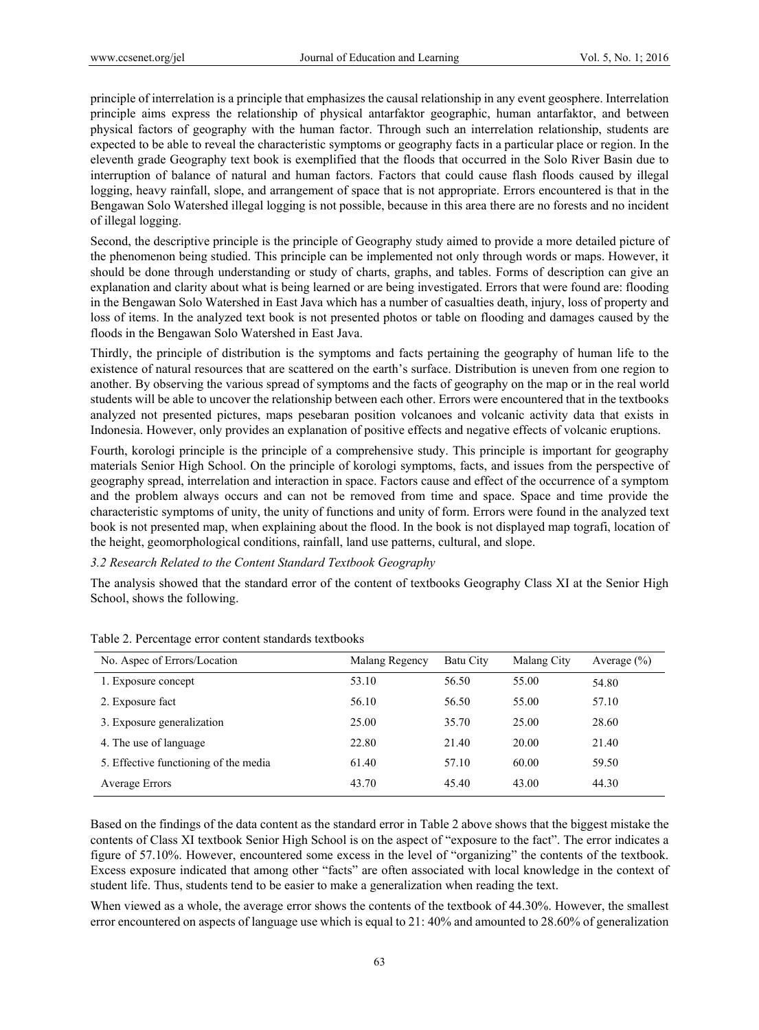principle of interrelation is a principle that emphasizes the causal relationship in any event geosphere. Interrelation principle aims express the relationship of physical antarfaktor geographic, human antarfaktor, and between physical factors of geography with the human factor. Through such an interrelation relationship, students are expected to be able to reveal the characteristic symptoms or geography facts in a particular place or region. In the eleventh grade Geography text book is exemplified that the floods that occurred in the Solo River Basin due to interruption of balance of natural and human factors. Factors that could cause flash floods caused by illegal logging, heavy rainfall, slope, and arrangement of space that is not appropriate. Errors encountered is that in the Bengawan Solo Watershed illegal logging is not possible, because in this area there are no forests and no incident of illegal logging.

Second, the descriptive principle is the principle of Geography study aimed to provide a more detailed picture of the phenomenon being studied. This principle can be implemented not only through words or maps. However, it should be done through understanding or study of charts, graphs, and tables. Forms of description can give an explanation and clarity about what is being learned or are being investigated. Errors that were found are: flooding in the Bengawan Solo Watershed in East Java which has a number of casualties death, injury, loss of property and loss of items. In the analyzed text book is not presented photos or table on flooding and damages caused by the floods in the Bengawan Solo Watershed in East Java.

Thirdly, the principle of distribution is the symptoms and facts pertaining the geography of human life to the existence of natural resources that are scattered on the earth's surface. Distribution is uneven from one region to another. By observing the various spread of symptoms and the facts of geography on the map or in the real world students will be able to uncover the relationship between each other. Errors were encountered that in the textbooks analyzed not presented pictures, maps pesebaran position volcanoes and volcanic activity data that exists in Indonesia. However, only provides an explanation of positive effects and negative effects of volcanic eruptions.

Fourth, korologi principle is the principle of a comprehensive study. This principle is important for geography materials Senior High School. On the principle of korologi symptoms, facts, and issues from the perspective of geography spread, interrelation and interaction in space. Factors cause and effect of the occurrence of a symptom and the problem always occurs and can not be removed from time and space. Space and time provide the characteristic symptoms of unity, the unity of functions and unity of form. Errors were found in the analyzed text book is not presented map, when explaining about the flood. In the book is not displayed map tografi, location of the height, geomorphological conditions, rainfall, land use patterns, cultural, and slope.

### *3.2 Research Related to the Content Standard Textbook Geography*

The analysis showed that the standard error of the content of textbooks Geography Class XI at the Senior High School, shows the following.

Table 2. Percentage error content standards textbooks

| No. Aspec of Errors/Location | Malang Regency | Batu City | Malang City | Average (%) |
|---|---|---|---|---|
| 1. Exposure concept | 53.10 | 56.50 | 55.00 | 54.80 |
| 2. Exposure fact | 56.10 | 56.50 | 55.00 | 57.10 |
| 3. Exposure generalization | 25.00 | 35.70 | 25.00 | 28.60 |
| 4. The use of language | 22.80 | 21.40 | 20.00 | 21.40 |
| 5. Effective functioning of the media | 61.40 | 57.10 | 60.00 | 59.50 |
| Average Errors | 43.70 | 45.40 | 43.00 | 44.30 |

Based on the findings of the data content as the standard error in Table 2 above shows that the biggest mistake the contents of Class XI textbook Senior High School is on the aspect of "exposure to the fact". The error indicates a figure of 57.10%. However, encountered some excess in the level of "organizing" the contents of the textbook. Excess exposure indicated that among other "facts" are often associated with local knowledge in the context of student life. Thus, students tend to be easier to make a generalization when reading the text.

When viewed as a whole, the average error shows the contents of the textbook of 44.30%. However, the smallest error encountered on aspects of language use which is equal to 21: 40% and amounted to 28.60% of generalization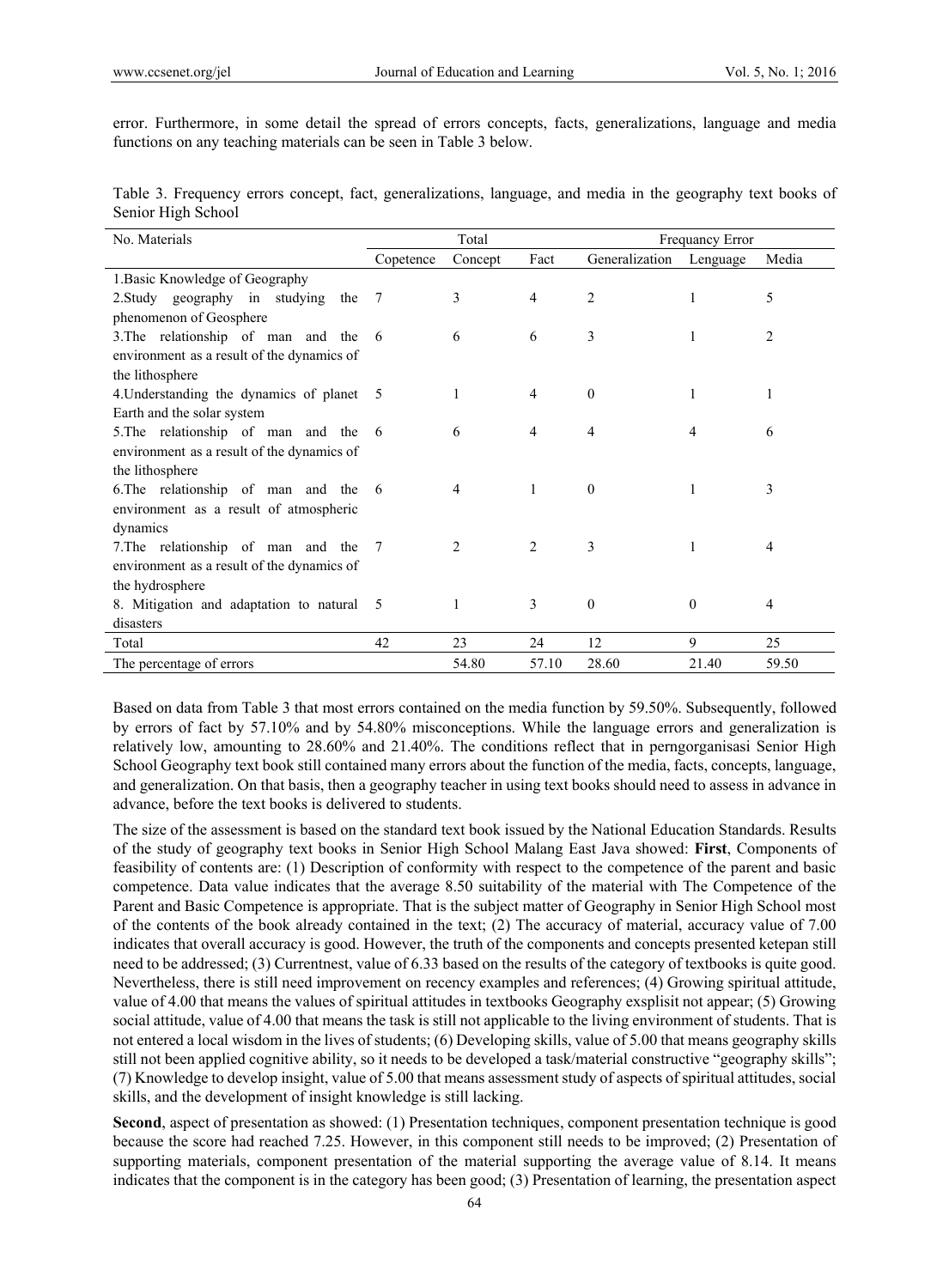error. Furthermore, in some detail the spread of errors concepts, facts, generalizations, language and media functions on any teaching materials can be seen in Table 3 below.

Table 3. Frequency errors concept, fact, generalizations, language, and media in the geography text books of Senior High School

| No. Materials | Total | | | Frequancy Error | | |
|---|---|---|---|---|---|---|
| | Copetence | Concept | Fact | Generalization | Lenguage | Media |
| 1.Basic Knowledge of Geography | | | | | | |
| 2.Study geography in studying the phenomenon of Geosphere | 7 | 3 | 4 | 2 | 1 | 5 |
| 3.The relationship of man and the environment as a result of the dynamics of the lithosphere | 6 | 6 | 6 | 3 | 1 | 2 |
| 4.Understanding the dynamics of planet Earth and the solar system | 5 | 1 | 4 | 0 | 1 | 1 |
| 5.The relationship of man and the environment as a result of the dynamics of the lithosphere | 6 | 6 | 4 | 4 | 4 | 6 |
| 6.The relationship of man and the environment as a result of atmospheric dynamics | 6 | 4 | 1 | 0 | 1 | 3 |
| 7.The relationship of man and the environment as a result of the dynamics of the hydrosphere | 7 | 2 | 2 | 3 | 1 | 4 |
| 8. Mitigation and adaptation to natural disasters | 5 | 1 | 3 | 0 | 0 | 4 |
| Total | 42 | 23 | 24 | 12 | 9 | 25 |
| The percentage of errors | | 54.80 | 57.10 | 28.60 | 21.40 | 59.50 |

Based on data from Table 3 that most errors contained on the media function by 59.50%. Subsequently, followed by errors of fact by 57.10% and by 54.80% misconceptions. While the language errors and generalization is relatively low, amounting to 28.60% and 21.40%. The conditions reflect that in perngorganisasi Senior High School Geography text book still contained many errors about the function of the media, facts, concepts, language, and generalization. On that basis, then a geography teacher in using text books should need to assess in advance in advance, before the text books is delivered to students.

The size of the assessment is based on the standard text book issued by the National Education Standards. Results of the study of geography text books in Senior High School Malang East Java showed: **First**, Components of feasibility of contents are: (1) Description of conformity with respect to the competence of the parent and basic competence. Data value indicates that the average 8.50 suitability of the material with The Competence of the Parent and Basic Competence is appropriate. That is the subject matter of Geography in Senior High School most of the contents of the book already contained in the text; (2) The accuracy of material, accuracy value of 7.00 indicates that overall accuracy is good. However, the truth of the components and concepts presented ketepan still need to be addressed; (3) Currentnest, value of 6.33 based on the results of the category of textbooks is quite good. Nevertheless, there is still need improvement on recency examples and references; (4) Growing spiritual attitude, value of 4.00 that means the values of spiritual attitudes in textbooks Geography exsplisit not appear; (5) Growing social attitude, value of 4.00 that means the task is still not applicable to the living environment of students. That is not entered a local wisdom in the lives of students; (6) Developing skills, value of 5.00 that means geography skills still not been applied cognitive ability, so it needs to be developed a task/material constructive "geography skills"; (7) Knowledge to develop insight, value of 5.00 that means assessment study of aspects of spiritual attitudes, social skills, and the development of insight knowledge is still lacking.

**Second**, aspect of presentation as showed: (1) Presentation techniques, component presentation technique is good because the score had reached 7.25. However, in this component still needs to be improved; (2) Presentation of supporting materials, component presentation of the material supporting the average value of 8.14. It means indicates that the component is in the category has been good; (3) Presentation of learning, the presentation aspect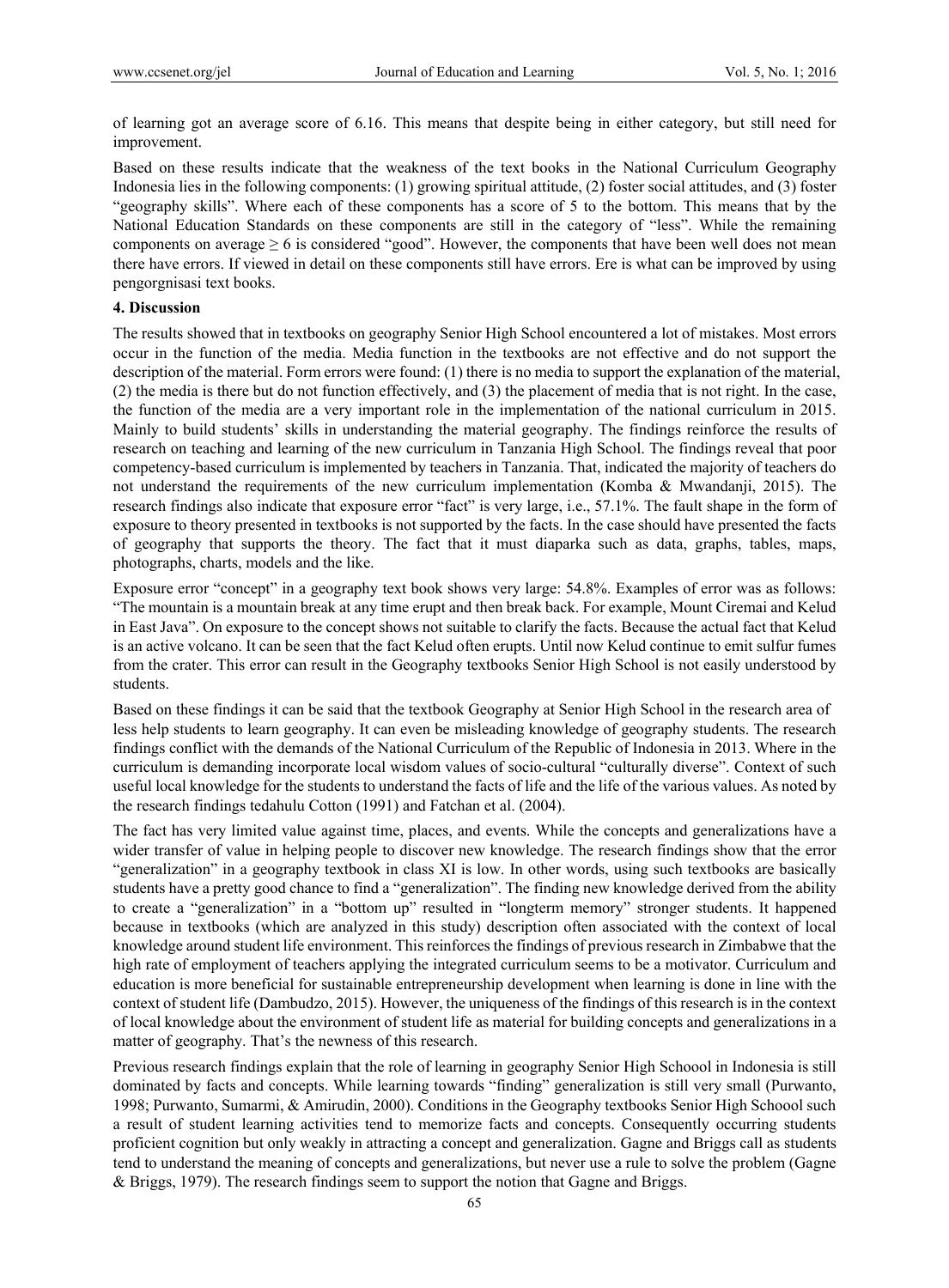of learning got an average score of 6.16. This means that despite being in either category, but still need for improvement.

Based on these results indicate that the weakness of the text books in the National Curriculum Geography Indonesia lies in the following components: (1) growing spiritual attitude, (2) foster social attitudes, and (3) foster "geography skills". Where each of these components has a score of 5 to the bottom. This means that by the National Education Standards on these components are still in the category of "less". While the remaining components on average $\geq 6$ is considered "good". However, the components that have been well does not mean there have errors. If viewed in detail on these components still have errors. Ere is what can be improved by using pengorgnisasi text books.

## 4. Discussion

The results showed that in textbooks on geography Senior High School encountered a lot of mistakes. Most errors occur in the function of the media. Media function in the textbooks are not effective and do not support the description of the material. Form errors were found: (1) there is no media to support the explanation of the material, (2) the media is there but do not function effectively, and (3) the placement of media that is not right. In the case, the function of the media are a very important role in the implementation of the national curriculum in 2015. Mainly to build students' skills in understanding the material geography. The findings reinforce the results of research on teaching and learning of the new curriculum in Tanzania High School. The findings reveal that poor competency-based curriculum is implemented by teachers in Tanzania. That, indicated the majority of teachers do not understand the requirements of the new curriculum implementation (Komba & Mwandanji, 2015). The research findings also indicate that exposure error "fact" is very large, i.e., 57.1%. The fault shape in the form of exposure to theory presented in textbooks is not supported by the facts. In the case should have presented the facts of geography that supports the theory. The fact that it must diaparka such as data, graphs, tables, maps, photographs, charts, models and the like.

Exposure error "concept" in a geography text book shows very large: 54.8%. Examples of error was as follows: "The mountain is a mountain break at any time erupt and then break back. For example, Mount Ciremai and Kelud in East Java". On exposure to the concept shows not suitable to clarify the facts. Because the actual fact that Kelud is an active volcano. It can be seen that the fact Kelud often erupts. Until now Kelud continue to emit sulfur fumes from the crater. This error can result in the Geography textbooks Senior High School is not easily understood by students.

Based on these findings it can be said that the textbook Geography at Senior High School in the research area of less help students to learn geography. It can even be misleading knowledge of geography students. The research findings conflict with the demands of the National Curriculum of the Republic of Indonesia in 2013. Where in the curriculum is demanding incorporate local wisdom values of socio-cultural "culturally diverse". Context of such useful local knowledge for the students to understand the facts of life and the life of the various values. As noted by the research findings tedahulu Cotton (1991) and Fatchan et al. (2004).

The fact has very limited value against time, places, and events. While the concepts and generalizations have a wider transfer of value in helping people to discover new knowledge. The research findings show that the error "generalization" in a geography textbook in class XI is low. In other words, using such textbooks are basically students have a pretty good chance to find a "generalization". The finding new knowledge derived from the ability to create a "generalization" in a "bottom up" resulted in "longterm memory" stronger students. It happened because in textbooks (which are analyzed in this study) description often associated with the context of local knowledge around student life environment. This reinforces the findings of previous research in Zimbabwe that the high rate of employment of teachers applying the integrated curriculum seems to be a motivator. Curriculum and education is more beneficial for sustainable entrepreneurship development when learning is done in line with the context of student life (Dambudzo, 2015). However, the uniqueness of the findings of this research is in the context of local knowledge about the environment of student life as material for building concepts and generalizations in a matter of geography. That's the newness of this research.

Previous research findings explain that the role of learning in geography Senior High Schoool in Indonesia is still dominated by facts and concepts. While learning towards "finding" generalization is still very small (Purwanto, 1998; Purwanto, Sumarmi, & Amirudin, 2000). Conditions in the Geography textbooks Senior High Schoool such a result of student learning activities tend to memorize facts and concepts. Consequently occurring students proficient cognition but only weakly in attracting a concept and generalization. Gagne and Briggs call as students tend to understand the meaning of concepts and generalizations, but never use a rule to solve the problem (Gagne & Briggs, 1979). The research findings seem to support the notion that Gagne and Briggs.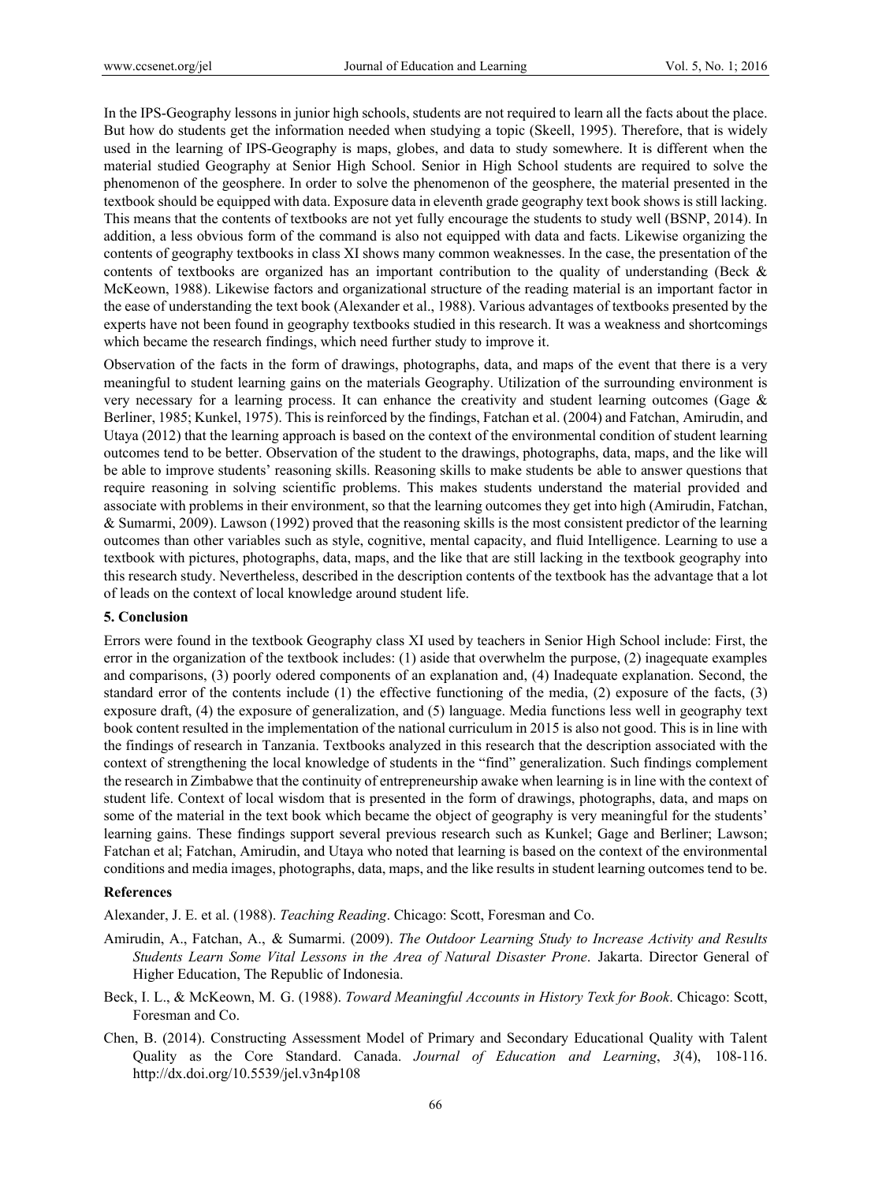In the IPS-Geography lessons in junior high schools, students are not required to learn all the facts about the place. But how do students get the information needed when studying a topic (Skeell, 1995). Therefore, that is widely used in the learning of IPS-Geography is maps, globes, and data to study somewhere. It is different when the material studied Geography at Senior High School. Senior in High School students are required to solve the phenomenon of the geosphere. In order to solve the phenomenon of the geosphere, the material presented in the textbook should be equipped with data. Exposure data in eleventh grade geography text book shows is still lacking. This means that the contents of textbooks are not yet fully encourage the students to study well (BSNP, 2014). In addition, a less obvious form of the command is also not equipped with data and facts. Likewise organizing the contents of geography textbooks in class XI shows many common weaknesses. In the case, the presentation of the contents of textbooks are organized has an important contribution to the quality of understanding (Beck & McKeown, 1988). Likewise factors and organizational structure of the reading material is an important factor in the ease of understanding the text book (Alexander et al., 1988). Various advantages of textbooks presented by the experts have not been found in geography textbooks studied in this research. It was a weakness and shortcomings which became the research findings, which need further study to improve it.

Observation of the facts in the form of drawings, photographs, data, and maps of the event that there is a very meaningful to student learning gains on the materials Geography. Utilization of the surrounding environment is very necessary for a learning process. It can enhance the creativity and student learning outcomes (Gage & Berliner, 1985; Kunkel, 1975). This is reinforced by the findings, Fatchan et al. (2004) and Fatchan, Amirudin, and Utaya (2012) that the learning approach is based on the context of the environmental condition of student learning outcomes tend to be better. Observation of the student to the drawings, photographs, data, maps, and the like will be able to improve students' reasoning skills. Reasoning skills to make students be able to answer questions that require reasoning in solving scientific problems. This makes students understand the material provided and associate with problems in their environment, so that the learning outcomes they get into high (Amirudin, Fatchan, & Sumarmi, 2009). Lawson (1992) proved that the reasoning skills is the most consistent predictor of the learning outcomes than other variables such as style, cognitive, mental capacity, and fluid Intelligence. Learning to use a textbook with pictures, photographs, data, maps, and the like that are still lacking in the textbook geography into this research study. Nevertheless, described in the description contents of the textbook has the advantage that a lot of leads on the context of local knowledge around student life.

### 5. Conclusion

Errors were found in the textbook Geography class XI used by teachers in Senior High School include: First, the error in the organization of the textbook includes: (1) aside that overwhelm the purpose, (2) inagequate examples and comparisons, (3) poorly odered components of an explanation and, (4) Inadequate explanation. Second, the standard error of the contents include (1) the effective functioning of the media, (2) exposure of the facts, (3) exposure draft, (4) the exposure of generalization, and (5) language. Media functions less well in geography text book content resulted in the implementation of the national curriculum in 2015 is also not good. This is in line with the findings of research in Tanzania. Textbooks analyzed in this research that the description associated with the context of strengthening the local knowledge of students in the "find" generalization. Such findings complement the research in Zimbabwe that the continuity of entrepreneurship awake when learning is in line with the context of student life. Context of local wisdom that is presented in the form of drawings, photographs, data, and maps on some of the material in the text book which became the object of geography is very meaningful for the students' learning gains. These findings support several previous research such as Kunkel; Gage and Berliner; Lawson; Fatchan et al; Fatchan, Amirudin, and Utaya who noted that learning is based on the context of the environmental conditions and media images, photographs, data, maps, and the like results in student learning outcomes tend to be.

### References

Alexander, J. E. et al. (1988). *Teaching Reading*. Chicago: Scott, Foresman and Co.

Amirudin, A., Fatchan, A., & Sumarmi. (2009). *The Outdoor Learning Study to Increase Activity and Results Students Learn Some Vital Lessons in the Area of Natural Disaster Prone*. Jakarta. Director General of Higher Education, The Republic of Indonesia.

Beck, I. L., & McKeown, M. G. (1988). *Toward Meaningful Accounts in History Texk for Book*. Chicago: Scott, Foresman and Co.

Chen, B. (2014). Constructing Assessment Model of Primary and Secondary Educational Quality with Talent Quality as the Core Standard. Canada. *Journal of Education and Learning*, *3*(4), 108-116. http://dx.doi.org/10.5539/jel.v3n4p108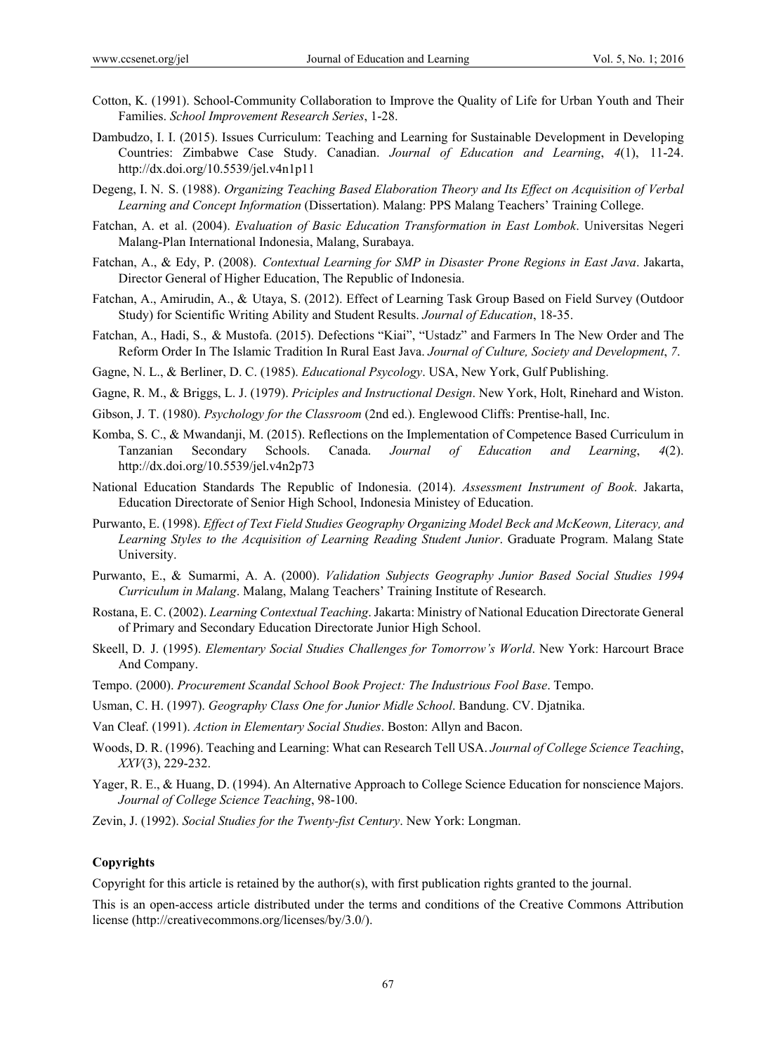Cotton, K. (1991). School-Community Collaboration to Improve the Quality of Life for Urban Youth and Their Families. *School Improvement Research Series*, 1-28.

Dambudzo, I. I. (2015). Issues Curriculum: Teaching and Learning for Sustainable Development in Developing Countries: Zimbabwe Case Study. Canadian. *Journal of Education and Learning*, *4*(1), 11-24. http://dx.doi.org/10.5539/jel.v4n1p11

Degeng, I. N. S. (1988). *Organizing Teaching Based Elaboration Theory and Its Effect on Acquisition of Verbal Learning and Concept Information* (Dissertation). Malang: PPS Malang Teachers' Training College.

Fatchan, A. et al. (2004). *Evaluation of Basic Education Transformation in East Lombok*. Universitas Negeri Malang-Plan International Indonesia, Malang, Surabaya.

Fatchan, A., & Edy, P. (2008). *Contextual Learning for SMP in Disaster Prone Regions in East Java*. Jakarta, Director General of Higher Education, The Republic of Indonesia.

Fatchan, A., Amirudin, A., & Utaya, S. (2012). Effect of Learning Task Group Based on Field Survey (Outdoor Study) for Scientific Writing Ability and Student Results. *Journal of Education*, 18-35.

Fatchan, A., Hadi, S., & Mustofa. (2015). Defections "Kiai", "Ustadz" and Farmers In The New Order and The Reform Order In The Islamic Tradition In Rural East Java. *Journal of Culture, Society and Development*, *7*.

Gagne, N. L., & Berliner, D. C. (1985). *Educational Psycology*. USA, New York, Gulf Publishing.

Gagne, R. M., & Briggs, L. J. (1979). *Priciples and Instructional Design*. New York, Holt, Rinehard and Wiston.

Gibson, J. T. (1980). *Psychology for the Classroom* (2nd ed.). Englewood Cliffs: Prentise-hall, Inc.

Komba, S. C., & Mwandanji, M. (2015). Reflections on the Implementation of Competence Based Curriculum in Tanzanian Secondary Schools. Canada. *Journal of Education and Learning*, *4*(2). http://dx.doi.org/10.5539/jel.v4n2p73

National Education Standards The Republic of Indonesia. (2014). *Assessment Instrument of Book*. Jakarta, Education Directorate of Senior High School, Indonesia Ministey of Education.

Purwanto, E. (1998). *Effect of Text Field Studies Geography Organizing Model Beck and McKeown, Literacy, and Learning Styles to the Acquisition of Learning Reading Student Junior*. Graduate Program. Malang State University.

Purwanto, E., & Sumarmi, A. A. (2000). *Validation Subjects Geography Junior Based Social Studies 1994 Curriculum in Malang*. Malang, Malang Teachers' Training Institute of Research.

Rostana, E. C. (2002). *Learning Contextual Teaching*. Jakarta: Ministry of National Education Directorate General of Primary and Secondary Education Directorate Junior High School.

Skeell, D. J. (1995). *Elementary Social Studies Challenges for Tomorrow's World*. New York: Harcourt Brace And Company.

Tempo. (2000). *Procurement Scandal School Book Project: The Industrious Fool Base*. Tempo.

Usman, C. H. (1997). *Geography Class One for Junior Midle School*. Bandung. CV. Djatnika.

Van Cleaf. (1991). *Action in Elementary Social Studies*. Boston: Allyn and Bacon.

Woods, D. R. (1996). Teaching and Learning: What can Research Tell USA. *Journal of College Science Teaching*, *XXV*(3), 229-232.

Yager, R. E., & Huang, D. (1994). An Alternative Approach to College Science Education for nonscience Majors. *Journal of College Science Teaching*, 98-100.

Zevin, J. (1992). *Social Studies for the Twenty-fist Century*. New York: Longman.

**Copyrights**

Copyright for this article is retained by the author(s), with first publication rights granted to the journal.

This is an open-access article distributed under the terms and conditions of the Creative Commons Attribution license (http://creativecommons.org/licenses/by/3.0/).